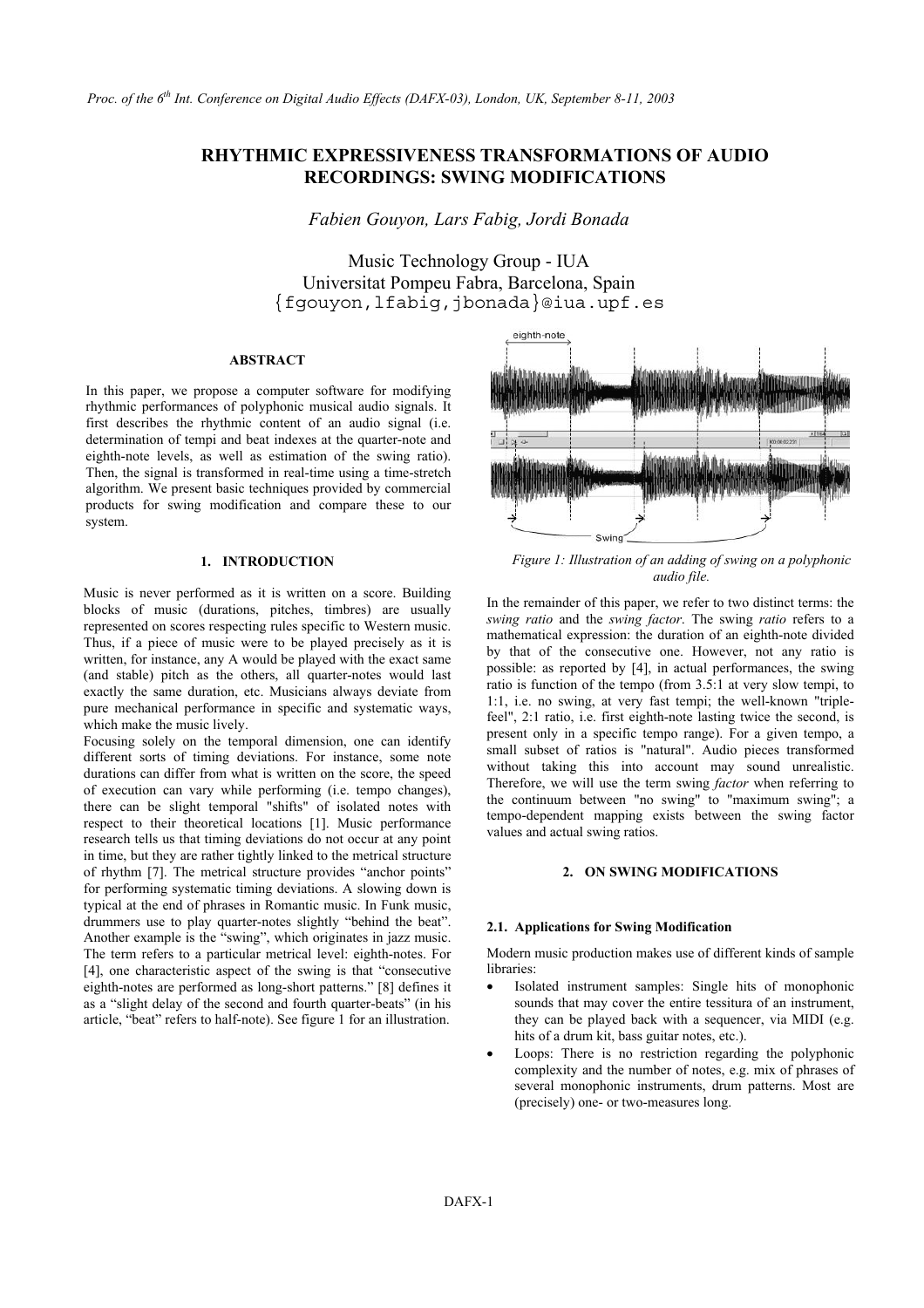# RHYTHMIC EXPRESSIVENESS TRANSFORMATIONS OF AUDIO RECORDINGS: SWING MODIFICATIONS

*Fabien Gouyon, Lars Fabig, Jordi Bonada*

Music Technology Group - IUA
Universitat Pompeu Fabra, Barcelona, Spain
{fgouyon,lfabig,jbonada}@iua.upf.es

### ABSTRACT

In this paper, we propose a computer software for modifying rhythmic performances of polyphonic musical audio signals. It first describes the rhythmic content of an audio signal (i.e. determination of tempi and beat indexes at the quarter-note and eighth-note levels, as well as estimation of the swing ratio). Then, the signal is transformed in real-time using a time-stretch algorithm. We present basic techniques provided by commercial products for swing modification and compare these to our system.

## 1. INTRODUCTION

Music is never performed as it is written on a score. Building blocks of music (durations, pitches, timbres) are usually represented on scores respecting rules specific to Western music. Thus, if a piece of music were to be played precisely as it is written, for instance, any A would be played with the exact same (and stable) pitch as the others, all quarter-notes would last exactly the same duration, etc. Musicians always deviate from pure mechanical performance in specific and systematic ways, which make the music lively.

Focusing solely on the temporal dimension, one can identify different sorts of timing deviations. For instance, some note durations can differ from what is written on the score, the speed of execution can vary while performing (i.e. tempo changes), there can be slight temporal "shifts" of isolated notes with respect to their theoretical locations [1]. Music performance research tells us that timing deviations do not occur at any point in time, but they are rather tightly linked to the metrical structure of rhythm [7]. The metrical structure provides "anchor points" for performing systematic timing deviations. A slowing down is typical at the end of phrases in Romantic music. In Funk music, drummers use to play quarter-notes slightly "behind the beat". Another example is the "swing", which originates in jazz music. The term refers to a particular metrical level: eighth-notes. For [4], one characteristic aspect of the swing is that "consecutive eighth-notes are performed as long-short patterns." [8] defines it as a "slight delay of the second and fourth quarter-beats" (in his article, "beat" refers to half-note). See figure 1 for an illustration.

*Figure 1: Illustration of an adding of swing on a polyphonic audio file.*

In the remainder of this paper, we refer to two distinct terms: the *swing ratio* and the *swing factor*. The swing *ratio* refers to a mathematical expression: the duration of an eighth-note divided by that of the consecutive one. However, not any ratio is possible: as reported by [4], in actual performances, the swing ratio is function of the tempo (from 3.5:1 at very slow tempi, to 1:1, i.e. no swing, at very fast tempi; the well-known "triple-feel", 2:1 ratio, i.e. first eighth-note lasting twice the second, is present only in a specific tempo range). For a given tempo, a small subset of ratios is "natural". Audio pieces transformed without taking this into account may sound unrealistic. Therefore, we will use the term swing *factor* when referring to the continuum between "no swing" to "maximum swing"; a tempo-dependent mapping exists between the swing factor values and actual swing ratios.

## 2. ON SWING MODIFICATIONS

### 2.1. Applications for Swing Modification

Modern music production makes use of different kinds of sample libraries:

- Isolated instrument samples: Single hits of monophonic sounds that may cover the entire tessitura of an instrument, they can be played back with a sequencer, via MIDI (e.g. hits of a drum kit, bass guitar notes, etc.).
- Loops: There is no restriction regarding the polyphonic complexity and the number of notes, e.g. mix of phrases of several monophonic instruments, drum patterns. Most are (precisely) one- or two-measures long.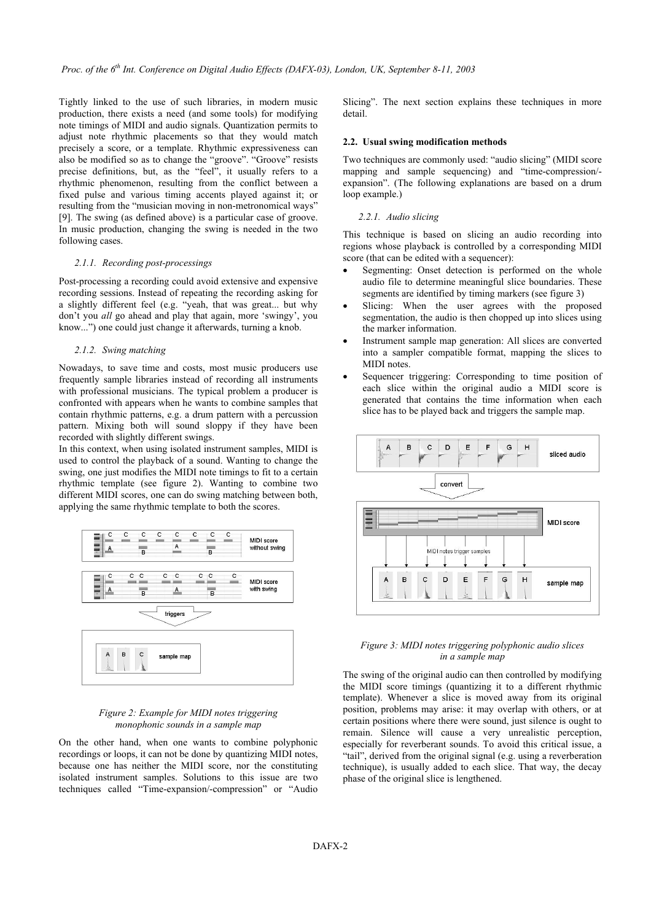Tightly linked to the use of such libraries, in modern music production, there exists a need (and some tools) for modifying note timings of MIDI and audio signals. Quantization permits to adjust note rhythmic placements so that they would match precisely a score, or a template. Rhythmic expressiveness can also be modified so as to change the "groove". "Groove" resists precise definitions, but, as the "feel", it usually refers to a rhythmic phenomenon, resulting from the conflict between a fixed pulse and various timing accents played against it; or resulting from the "musician moving in non-metronomical ways" [9]. The swing (as defined above) is a particular case of groove. In music production, changing the swing is needed in the two following cases.

#### 2.1.1. Recording post-processings

Post-processing a recording could avoid extensive and expensive recording sessions. Instead of repeating the recording asking for a slightly different feel (e.g. "yeah, that was great... but why don't you *all* go ahead and play that again, more 'swingy', you know...") one could just change it afterwards, turning a knob.

#### 2.1.2. Swing matching

Nowadays, to save time and costs, most music producers use frequently sample libraries instead of recording all instruments with professional musicians. The typical problem a producer is confronted with appears when he wants to combine samples that contain rhythmic patterns, e.g. a drum pattern with a percussion pattern. Mixing both will sound sloppy if they have been recorded with slightly different swings.

In this context, when using isolated instrument samples, MIDI is used to control the playback of a sound. Wanting to change the swing, one just modifies the MIDI note timings to fit to a certain rhythmic template (see figure 2). Wanting to combine two different MIDI scores, one can do swing matching between both, applying the same rhythmic template to both the scores.

*Figure 2: Example for MIDI notes triggering monophonic sounds in a sample map*

On the other hand, when one wants to combine polyphonic recordings or loops, it can not be done by quantizing MIDI notes, because one has neither the MIDI score, nor the constituting isolated instrument samples. Solutions to this issue are two techniques called "Time-expansion/-compression" or "Audio Slicing". The next section explains these techniques in more detail.

### 2.2. Usual swing modification methods

Two techniques are commonly used: "audio slicing" (MIDI score mapping and sample sequencing) and "time-compression/-expansion". (The following explanations are based on a drum loop example.)

#### 2.2.1. Audio slicing

This technique is based on slicing an audio recording into regions whose playback is controlled by a corresponding MIDI score (that can be edited with a sequencer):

- Segmenting: Onset detection is performed on the whole audio file to determine meaningful slice boundaries. These segments are identified by timing markers (see figure 3)
- Slicing: When the user agrees with the proposed segmentation, the audio is then chopped up into slices using the marker information.
- Instrument sample map generation: All slices are converted into a sampler compatible format, mapping the slices to MIDI notes.
- Sequencer triggering: Corresponding to time position of each slice within the original audio a MIDI score is generated that contains the time information when each slice has to be played back and triggers the sample map.

*Figure 3: MIDI notes triggering polyphonic audio slices in a sample map*

The swing of the original audio can then controlled by modifying the MIDI score timings (quantizing it to a different rhythmic template). Whenever a slice is moved away from its original position, problems may arise: it may overlap with others, or at certain positions where there were sound, just silence is ought to remain. Silence will cause a very unrealistic perception, especially for reverberant sounds. To avoid this critical issue, a "tail", derived from the original signal (e.g. using a reverberation technique), is usually added to each slice. That way, the decay phase of the original slice is lengthened.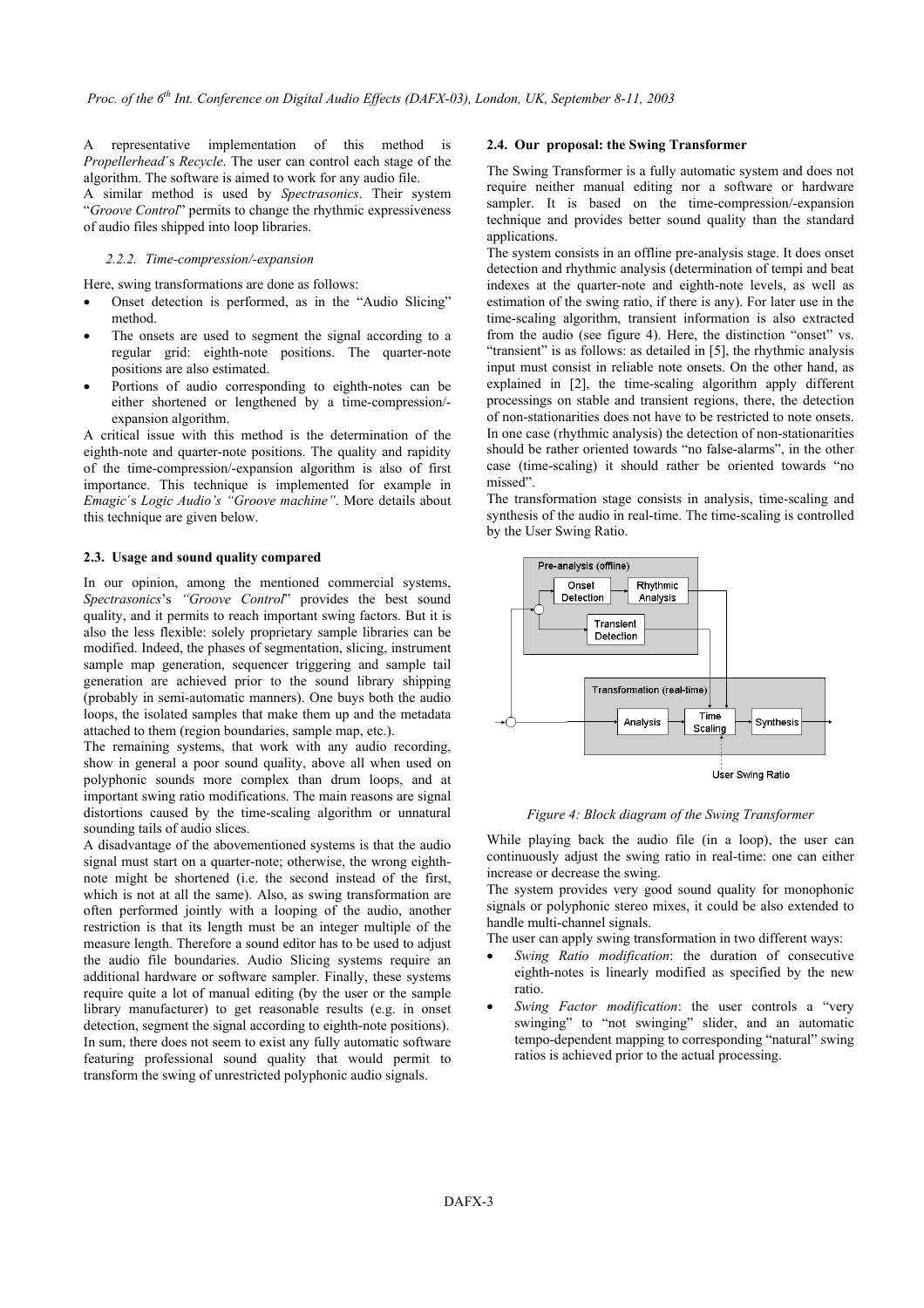A representative implementation of this method is *Propellerhead´s Recycle*. The user can control each stage of the algorithm. The software is aimed to work for any audio file.
A similar method is used by *Spectrasonics*. Their system "*Groove Control*" permits to change the rhythmic expressiveness of audio files shipped into loop libraries.

#### 2.2.2. Time-compression/-expansion

Here, swing transformations are done as follows:

- Onset detection is performed, as in the "Audio Slicing" method.
- The onsets are used to segment the signal according to a regular grid: eighth-note positions. The quarter-note positions are also estimated.
- Portions of audio corresponding to eighth-notes can be either shortened or lengthened by a time-compression/-expansion algorithm.

A critical issue with this method is the determination of the eighth-note and quarter-note positions. The quality and rapidity of the time-compression/-expansion algorithm is also of first importance. This technique is implemented for example in *Emagic´s Logic Audio's "Groove machine"*. More details about this technique are given below.

### 2.3. Usage and sound quality compared

In our opinion, among the mentioned commercial systems, *Spectrasonics*'s *"Groove Control*" provides the best sound quality, and it permits to reach important swing factors. But it is also the less flexible: solely proprietary sample libraries can be modified. Indeed, the phases of segmentation, slicing, instrument sample map generation, sequencer triggering and sample tail generation are achieved prior to the sound library shipping (probably in semi-automatic manners). One buys both the audio loops, the isolated samples that make them up and the metadata attached to them (region boundaries, sample map, etc.).
The remaining systems, that work with any audio recording, show in general a poor sound quality, above all when used on polyphonic sounds more complex than drum loops, and at important swing ratio modifications. The main reasons are signal distortions caused by the time-scaling algorithm or unnatural sounding tails of audio slices.
A disadvantage of the abovementioned systems is that the audio signal must start on a quarter-note; otherwise, the wrong eighth-note might be shortened (i.e. the second instead of the first, which is not at all the same). Also, as swing transformation are often performed jointly with a looping of the audio, another restriction is that its length must be an integer multiple of the measure length. Therefore a sound editor has to be used to adjust the audio file boundaries. Audio Slicing systems require an additional hardware or software sampler. Finally, these systems require quite a lot of manual editing (by the user or the sample library manufacturer) to get reasonable results (e.g. in onset detection, segment the signal according to eighth-note positions). In sum, there does not seem to exist any fully automatic software featuring professional sound quality that would permit to transform the swing of unrestricted polyphonic audio signals.

### 2.4. Our proposal: the Swing Transformer

The Swing Transformer is a fully automatic system and does not require neither manual editing nor a software or hardware sampler. It is based on the time-compression/-expansion technique and provides better sound quality than the standard applications.
The system consists in an offline pre-analysis stage. It does onset detection and rhythmic analysis (determination of tempi and beat indexes at the quarter-note and eighth-note levels, as well as estimation of the swing ratio, if there is any). For later use in the time-scaling algorithm, transient information is also extracted from the audio (see figure 4). Here, the distinction "onset" vs. "transient" is as follows: as detailed in [5], the rhythmic analysis input must consist in reliable note onsets. On the other hand, as explained in [2], the time-scaling algorithm apply different processings on stable and transient regions, there, the detection of non-stationarities does not have to be restricted to note onsets. In one case (rhythmic analysis) the detection of non-stationarities should be rather oriented towards "no false-alarms", in the other case (time-scaling) it should rather be oriented towards "no missed".
The transformation stage consists in analysis, time-scaling and synthesis of the audio in real-time. The time-scaling is controlled by the User Swing Ratio.

*Figure 4: Block diagram of the Swing Transformer*

While playing back the audio file (in a loop), the user can continuously adjust the swing ratio in real-time: one can either increase or decrease the swing.
The system provides very good sound quality for monophonic signals or polyphonic stereo mixes, it could be also extended to handle multi-channel signals.
The user can apply swing transformation in two different ways:

- *Swing Ratio modification*: the duration of consecutive eighth-notes is linearly modified as specified by the new ratio.
- *Swing Factor modification*: the user controls a "very swinging" to "not swinging" slider, and an automatic tempo-dependent mapping to corresponding "natural" swing ratios is achieved prior to the actual processing.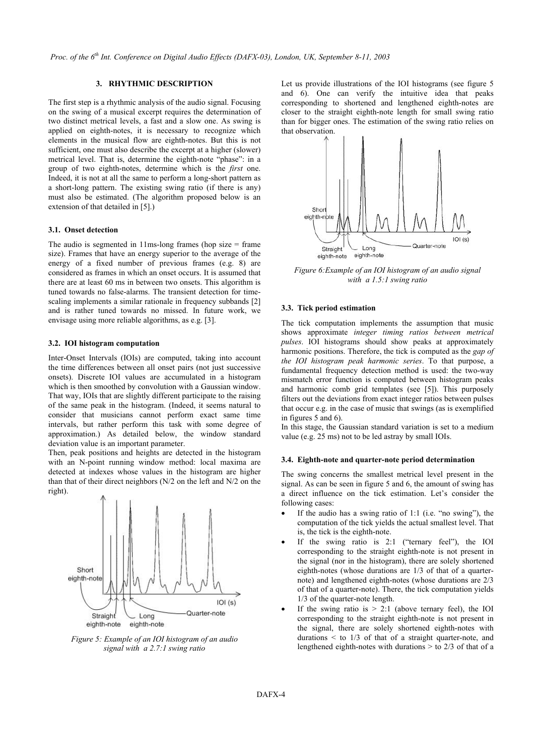### 3. RHYTHMIC DESCRIPTION

The first step is a rhythmic analysis of the audio signal. Focusing on the swing of a musical excerpt requires the determination of two distinct metrical levels, a fast and a slow one. As swing is applied on eighth-notes, it is necessary to recognize which elements in the musical flow are eighth-notes. But this is not sufficient, one must also describe the excerpt at a higher (slower) metrical level. That is, determine the eighth-note "phase": in a group of two eighth-notes, determine which is the *first* one. Indeed, it is not at all the same to perform a long-short pattern as a short-long pattern. The existing swing ratio (if there is any) must also be estimated. (The algorithm proposed below is an extension of that detailed in [5].)

#### 3.1. Onset detection

The audio is segmented in 11ms-long frames (hop size = frame size). Frames that have an energy superior to the average of the energy of a fixed number of previous frames (e.g. 8) are considered as frames in which an onset occurs. It is assumed that there are at least 60 ms in between two onsets. This algorithm is tuned towards no false-alarms. The transient detection for time-scaling implements a similar rationale in frequency subbands [2] and is rather tuned towards no missed. In future work, we envisage using more reliable algorithms, as e.g. [3].

#### 3.2. IOI histogram computation

Inter-Onset Intervals (IOIs) are computed, taking into account the time differences between all onset pairs (not just successive onsets). Discrete IOI values are accumulated in a histogram which is then smoothed by convolution with a Gaussian window. That way, IOIs that are slightly different participate to the raising of the same peak in the histogram. (Indeed, it seems natural to consider that musicians cannot perform exact same time intervals, but rather perform this task with some degree of approximation.) As detailed below, the window standard deviation value is an important parameter.

Then, peak positions and heights are detected in the histogram with an N-point running window method: local maxima are detected at indexes whose values in the histogram are higher than that of their direct neighbors (N/2 on the left and N/2 on the right).

*Figure 5: Example of an IOI histogram of an audio signal with a 2.7:1 swing ratio*

Let us provide illustrations of the IOI histograms (see figure 5 and 6). One can verify the intuitive idea that peaks corresponding to shortened and lengthened eighth-notes are closer to the straight eighth-note length for small swing ratio than for bigger ones. The estimation of the swing ratio relies on that observation.

*Figure 6:Example of an IOI histogram of an audio signal with a 1.5:1 swing ratio*

#### 3.3. Tick period estimation

The tick computation implements the assumption that music shows approximate *integer timing ratios between metrical pulses*. IOI histograms should show peaks at approximately harmonic positions. Therefore, the tick is computed as the *gap of the IOI histogram peak harmonic series*. To that purpose, a fundamental frequency detection method is used: the two-way mismatch error function is computed between histogram peaks and harmonic comb grid templates (see [5]). This purposely filters out the deviations from exact integer ratios between pulses that occur e.g. in the case of music that swings (as is exemplified in figures 5 and 6).

In this stage, the Gaussian standard variation is set to a medium value (e.g. 25 ms) not to be led astray by small IOIs.

#### 3.4. Eighth-note and quarter-note period determination

The swing concerns the smallest metrical level present in the signal. As can be seen in figure 5 and 6, the amount of swing has a direct influence on the tick estimation. Let's consider the following cases:

- If the audio has a swing ratio of 1:1 (i.e. "no swing"), the computation of the tick yields the actual smallest level. That is, the tick is the eighth-note.
- If the swing ratio is 2:1 ("ternary feel"), the IOI corresponding to the straight eighth-note is not present in the signal (nor in the histogram), there are solely shortened eighth-notes (whose durations are 1/3 of that of a quarter-note) and lengthened eighth-notes (whose durations are 2/3 of that of a quarter-note). There, the tick computation yields 1/3 of the quarter-note length.
- If the swing ratio is > 2:1 (above ternary feel), the IOI corresponding to the straight eighth-note is not present in the signal, there are solely shortened eighth-notes with durations < to 1/3 of that of a straight quarter-note, and lengthened eighth-notes with durations > to 2/3 of that of a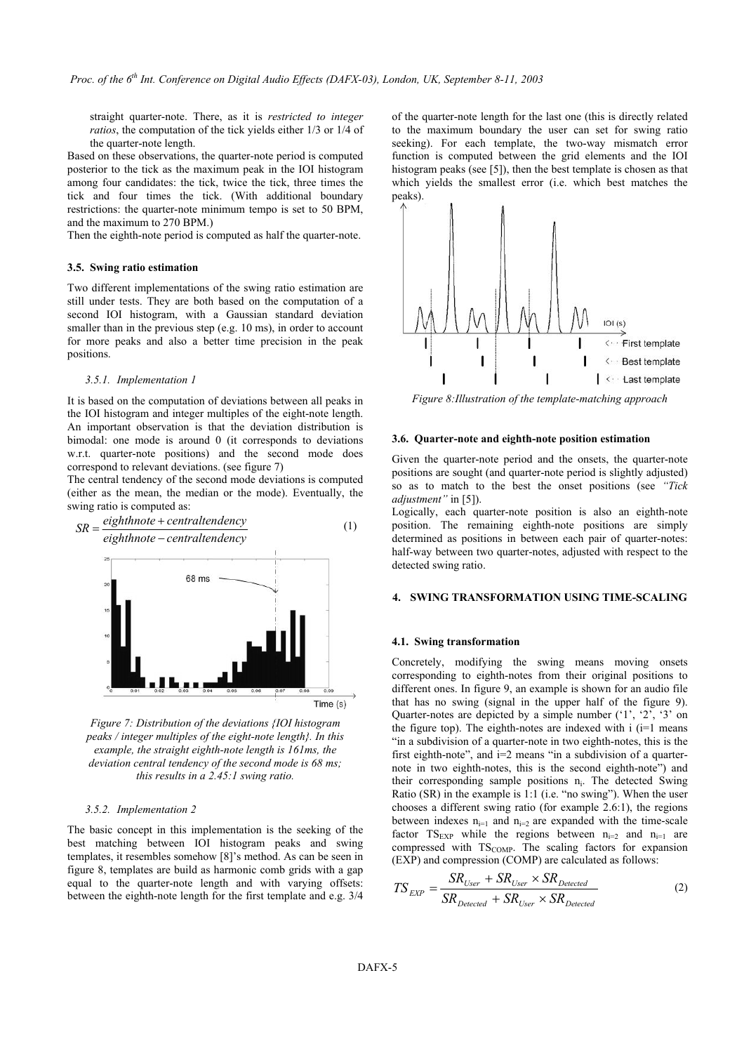straight quarter-note. There, as it is *restricted to integer ratios*, the computation of the tick yields either 1/3 or 1/4 of the quarter-note length.

Based on these observations, the quarter-note period is computed posterior to the tick as the maximum peak in the IOI histogram among four candidates: the tick, twice the tick, three times the tick and four times the tick. (With additional boundary restrictions: the quarter-note minimum tempo is set to 50 BPM, and the maximum to 270 BPM.)

Then the eighth-note period is computed as half the quarter-note.

### 3.5. Swing ratio estimation

Two different implementations of the swing ratio estimation are still under tests. They are both based on the computation of a second IOI histogram, with a Gaussian standard deviation smaller than in the previous step (e.g. 10 ms), in order to account for more peaks and also a better time precision in the peak positions.

#### *3.5.1. Implementation 1*

It is based on the computation of deviations between all peaks in the IOI histogram and integer multiples of the eight-note length. An important observation is that the deviation distribution is bimodal: one mode is around 0 (it corresponds to deviations w.r.t. quarter-note positions) and the second mode does correspond to relevant deviations. (see figure 7)

The central tendency of the second mode deviations is computed (either as the mean, the median or the mode). Eventually, the swing ratio is computed as:

$$SR = \frac{eighthnote + centraltendency}{eighthnote - centraltendency} \tag{1}$$

*Figure 7: Distribution of the deviations {IOI histogram peaks / integer multiples of the eight-note length}. In this example, the straight eighth-note length is 161ms, the deviation central tendency of the second mode is 68 ms; this results in a 2.45:1 swing ratio.*

#### *3.5.2. Implementation 2*

The basic concept in this implementation is the seeking of the best matching between IOI histogram peaks and swing templates, it resembles somehow [8]'s method. As can be seen in figure 8, templates are build as harmonic comb grids with a gap equal to the quarter-note length and with varying offsets: between the eighth-note length for the first template and e.g. 3/4 of the quarter-note length for the last one (this is directly related to the maximum boundary the user can set for swing ratio seeking). For each template, the two-way mismatch error function is computed between the grid elements and the IOI histogram peaks (see [5]), then the best template is chosen as that which yields the smallest error (i.e. which best matches the peaks).

*Figure 8:Illustration of the template-matching approach*

### 3.6. Quarter-note and eighth-note position estimation

Given the quarter-note period and the onsets, the quarter-note positions are sought (and quarter-note period is slightly adjusted) so as to match to the best the onset positions (see *"Tick adjustment"* in [5]).

Logically, each quarter-note position is also an eighth-note position. The remaining eighth-note positions are simply determined as positions in between each pair of quarter-notes: half-way between two quarter-notes, adjusted with respect to the detected swing ratio.

## 4. SWING TRANSFORMATION USING TIME-SCALING

### 4.1. Swing transformation

Concretely, modifying the swing means moving onsets corresponding to eighth-notes from their original positions to different ones. In figure 9, an example is shown for an audio file that has no swing (signal in the upper half of the figure 9). Quarter-notes are depicted by a simple number ('1', '2', '3' on the figure top). The eighth-notes are indexed with i (i=1 means "in a subdivision of a quarter-note in two eighth-notes, this is the first eighth-note", and i=2 means "in a subdivision of a quarter-note in two eighth-notes, this is the second eighth-note") and their corresponding sample positions $n_i$. The detected Swing Ratio (SR) in the example is 1:1 (i.e. "no swing"). When the user chooses a different swing ratio (for example 2.6:1), the regions between indexes $n_{i=1}$ and $n_{i=2}$ are expanded with the time-scale factor $TS_{EXP}$ while the regions between $n_{i=2}$ and $n_{i=1}$ are compressed with $TS_{COMP}$. The scaling factors for expansion (EXP) and compression (COMP) are calculated as follows:

$$TS_{EXP} = \frac{SR_{User} + SR_{User} \times SR_{Detected}}{SR_{Detected} + SR_{User} \times SR_{Detected}} \tag{2}$$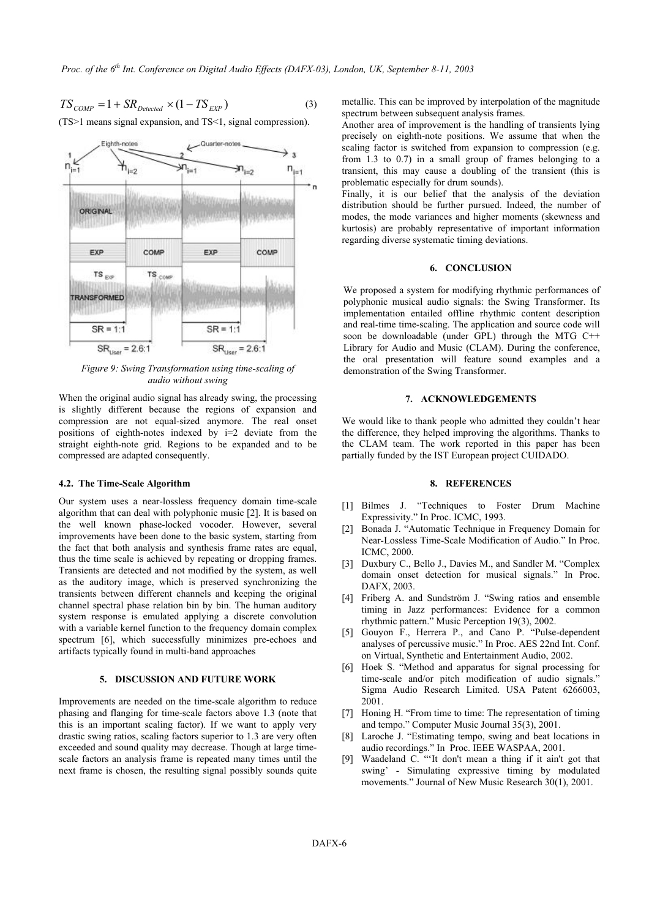$$TS_{COMP} = 1 + SR_{Detected} \times (1 - TS_{EXP}) \tag{3}$$

(TS>1 means signal expansion, and TS<1, signal compression).

Eighth-notes
Quarter-notes
1
2
3
$n_{i=1}$
$n_{i=2}$
$n_{i=1}$
$n_{i=2}$
$n_{i=1}$
n
ORIGINAL
EXP
COMP
EXP
COMP
$TS_{EXP}$
$TS_{COMP}$
TRANSFORMED
SR = 1:1
SR = 1:1
$SR_{User}$ = 2.6:1
$SR_{User}$ = 2.6:1

*Figure 9: Swing Transformation using time-scaling of audio without swing*

When the original audio signal has already swing, the processing is slightly different because the regions of expansion and compression are not equal-sized anymore. The real onset positions of eighth-notes indexed by i=2 deviate from the straight eighth-note grid. Regions to be expanded and to be compressed are adapted consequently.

### 4.2. The Time-Scale Algorithm

Our system uses a near-lossless frequency domain time-scale algorithm that can deal with polyphonic music [2]. It is based on the well known phase-locked vocoder. However, several improvements have been done to the basic system, starting from the fact that both analysis and synthesis frame rates are equal, thus the time scale is achieved by repeating or dropping frames. Transients are detected and not modified by the system, as well as the auditory image, which is preserved synchronizing the transients between different channels and keeping the original channel spectral phase relation bin by bin. The human auditory system response is emulated applying a discrete convolution with a variable kernel function to the frequency domain complex spectrum [6], which successfully minimizes pre-echoes and artifacts typically found in multi-band approaches

## 5. DISCUSSION AND FUTURE WORK

Improvements are needed on the time-scale algorithm to reduce phasing and flanging for time-scale factors above 1.3 (note that this is an important scaling factor). If we want to apply very drastic swing ratios, scaling factors superior to 1.3 are very often exceeded and sound quality may decrease. Though at large time-scale factors an analysis frame is repeated many times until the next frame is chosen, the resulting signal possibly sounds quite metallic. This can be improved by interpolation of the magnitude spectrum between subsequent analysis frames.

Another area of improvement is the handling of transients lying precisely on eighth-note positions. We assume that when the scaling factor is switched from expansion to compression (e.g. from 1.3 to 0.7) in a small group of frames belonging to a transient, this may cause a doubling of the transient (this is problematic especially for drum sounds).

Finally, it is our belief that the analysis of the deviation distribution should be further pursued. Indeed, the number of modes, the mode variances and higher moments (skewness and kurtosis) are probably representative of important information regarding diverse systematic timing deviations.

## 6. CONCLUSION

We proposed a system for modifying rhythmic performances of polyphonic musical audio signals: the Swing Transformer. Its implementation entailed offline rhythmic content description and real-time time-scaling. The application and source code will soon be downloadable (under GPL) through the MTG C++ Library for Audio and Music (CLAM). During the conference, the oral presentation will feature sound examples and a demonstration of the Swing Transformer.

## 7. ACKNOWLEDGEMENTS

We would like to thank people who admitted they couldn't hear the difference, they helped improving the algorithms. Thanks to the CLAM team. The work reported in this paper has been partially funded by the IST European project CUIDADO.

## 8. REFERENCES

[1] Bilmes J. "Techniques to Foster Drum Machine Expressivity." In Proc. ICMC, 1993.

[2] Bonada J. "Automatic Technique in Frequency Domain for Near-Lossless Time-Scale Modification of Audio." In Proc. ICMC, 2000.

[3] Duxbury C., Bello J., Davies M., and Sandler M. "Complex domain onset detection for musical signals." In Proc. DAFX, 2003.

[4] Friberg A. and Sundström J. "Swing ratios and ensemble timing in Jazz performances: Evidence for a common rhythmic pattern." Music Perception 19(3), 2002.

[5] Gouyon F., Herrera P., and Cano P. "Pulse-dependent analyses of percussive music." In Proc. AES 22nd Int. Conf. on Virtual, Synthetic and Entertainment Audio, 2002.

[6] Hoek S. "Method and apparatus for signal processing for time-scale and/or pitch modification of audio signals." Sigma Audio Research Limited. USA Patent 6266003, 2001.

[7] Honing H. "From time to time: The representation of timing and tempo." Computer Music Journal 35(3), 2001.

[8] Laroche J. "Estimating tempo, swing and beat locations in audio recordings." In Proc. IEEE WASPAA, 2001.

[9] Waadeland C. "'It don't mean a thing if it ain't got that swing' - Simulating expressive timing by modulated movements." Journal of New Music Research 30(1), 2001.